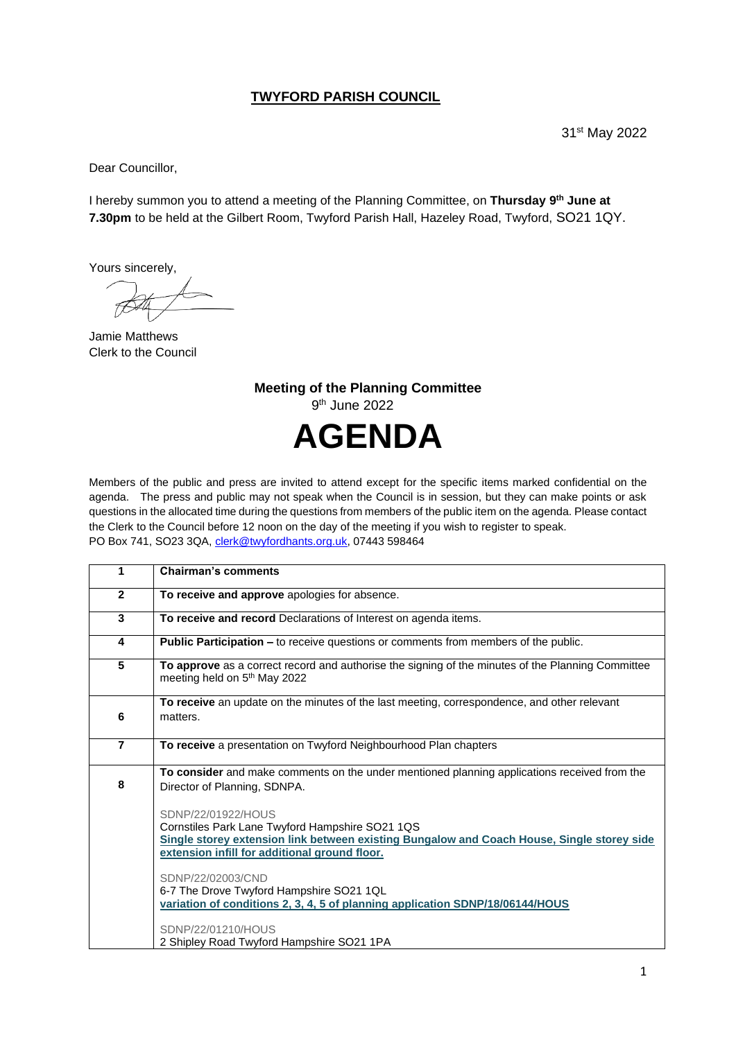# TWYFORD PARISH COUNCIL

31st May 2022

Dear Councillor,

I hereby summon you to attend a meeting of the Planning Committee, on **Thursday 9th June at 7.30pm** to be held at the Gilbert Room, Twyford Parish Hall, Hazeley Road, Twyford, SO21 1QY.

Yours sincerely,

Jamie Matthews
Clerk to the Council

## Meeting of the Planning Committee

9th June 2022

# AGENDA

Members of the public and press are invited to attend except for the specific items marked confidential on the agenda. The press and public may not speak when the Council is in session, but they can make points or ask questions in the allocated time during the questions from members of the public item on the agenda. Please contact the Clerk to the Council before 12 noon on the day of the meeting if you wish to register to speak.
PO Box 741, SO23 3QA, clerk@twyfordhants.org.uk, 07443 598464

| | |
|---|---|
| **1** | **Chairman's comments** |
| **2** | **To receive and approve** apologies for absence. |
| **3** | **To receive and record** Declarations of Interest on agenda items. |
| **4** | **Public Participation –** to receive questions or comments from members of the public. |
| **5** | **To approve** as a correct record and authorise the signing of the minutes of the Planning Committee meeting held on 5th May 2022 |
| **6** | **To receive** an update on the minutes of the last meeting, correspondence, and other relevant matters. |
| **7** | **To receive** a presentation on Twyford Neighbourhood Plan chapters |
| **8** | **To consider** and make comments on the under mentioned planning applications received from the Director of Planning, SDNPA.<br><br>SDNP/22/01922/HOUS<br>Cornstiles Park Lane Twyford Hampshire SO21 1QS<br>**Single storey extension link between existing Bungalow and Coach House, Single storey side extension infill for additional ground floor.**<br><br>SDNP/22/02003/CND<br>6-7 The Drove Twyford Hampshire SO21 1QL<br>**variation of conditions 2, 3, 4, 5 of planning application SDNP/18/06144/HOUS**<br><br>SDNP/22/01210/HOUS<br>2 Shipley Road Twyford Hampshire SO21 1PA |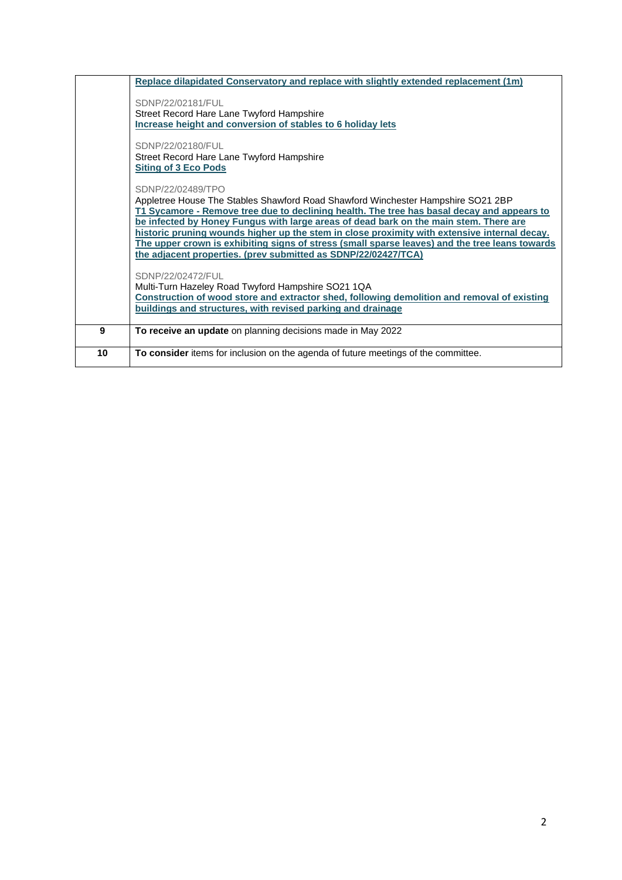| | |
|---|---|
| | **Replace dilapidated Conservatory and replace with slightly extended replacement (1m)**<br><br>SDNP/22/02181/FUL<br>Street Record Hare Lane Twyford Hampshire<br>**Increase height and conversion of stables to 6 holiday lets**<br><br>SDNP/22/02180/FUL<br>Street Record Hare Lane Twyford Hampshire<br>**Siting of 3 Eco Pods**<br><br>SDNP/22/02489/TPO<br>Appletree House The Stables Shawford Road Shawford Winchester Hampshire SO21 2BP<br>**T1 Sycamore - Remove tree due to declining health. The tree has basal decay and appears to be infected by Honey Fungus with large areas of dead bark on the main stem. There are historic pruning wounds higher up the stem in close proximity with extensive internal decay. The upper crown is exhibiting signs of stress (small sparse leaves) and the tree leans towards the adjacent properties. (prev submitted as SDNP/22/02427/TCA)**<br><br>SDNP/22/02472/FUL<br>Multi-Turn Hazeley Road Twyford Hampshire SO21 1QA<br>**Construction of wood store and extractor shed, following demolition and removal of existing buildings and structures, with revised parking and drainage** |
| **9** | **To receive an update** on planning decisions made in May 2022 |
| **10** | **To consider** items for inclusion on the agenda of future meetings of the committee. |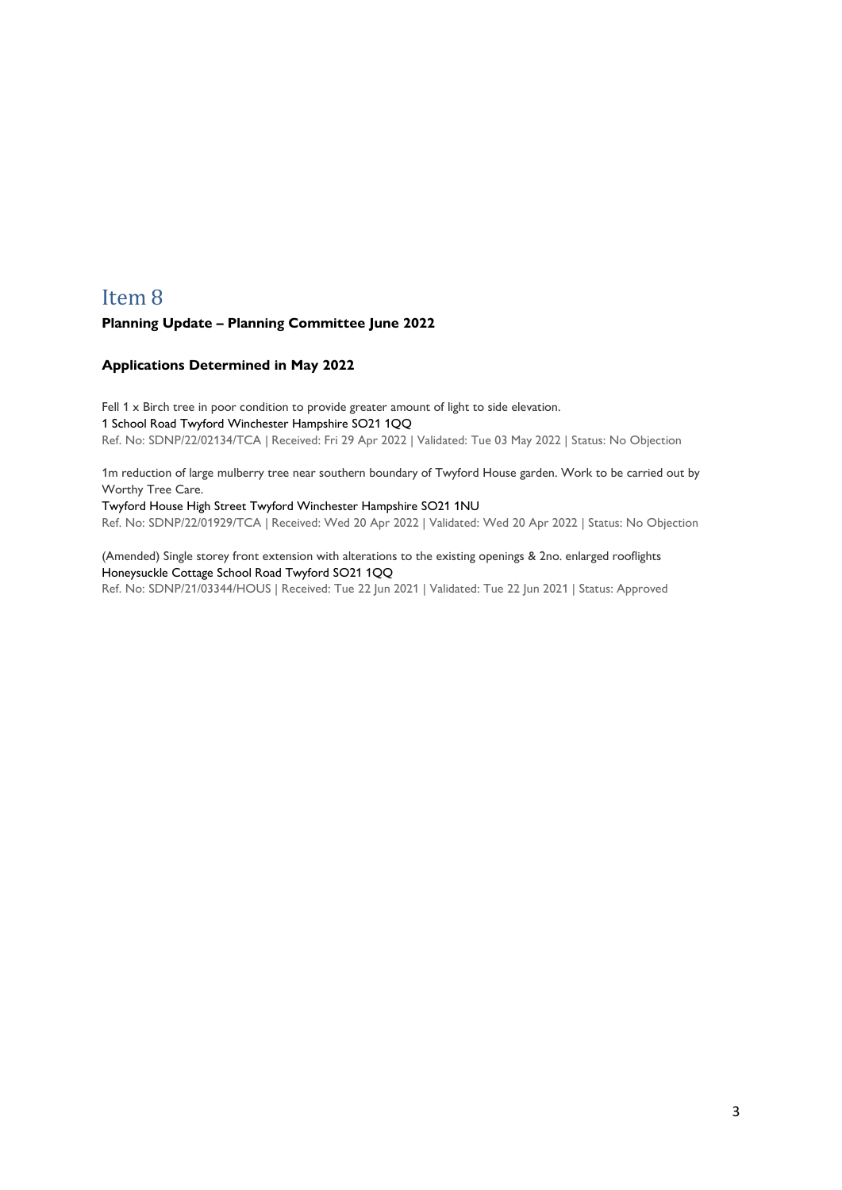# Item 8

**Planning Update – Planning Committee June 2022**

**Applications Determined in May 2022**

Fell 1 x Birch tree in poor condition to provide greater amount of light to side elevation.
1 School Road Twyford Winchester Hampshire SO21 1QQ
Ref. No: SDNP/22/02134/TCA | Received: Fri 29 Apr 2022 | Validated: Tue 03 May 2022 | Status: No Objection

1m reduction of large mulberry tree near southern boundary of Twyford House garden. Work to be carried out by Worthy Tree Care.
Twyford House High Street Twyford Winchester Hampshire SO21 1NU
Ref. No: SDNP/22/01929/TCA | Received: Wed 20 Apr 2022 | Validated: Wed 20 Apr 2022 | Status: No Objection

(Amended) Single storey front extension with alterations to the existing openings & 2no. enlarged rooflights
Honeysuckle Cottage School Road Twyford SO21 1QQ
Ref. No: SDNP/21/03344/HOUS | Received: Tue 22 Jun 2021 | Validated: Tue 22 Jun 2021 | Status: Approved